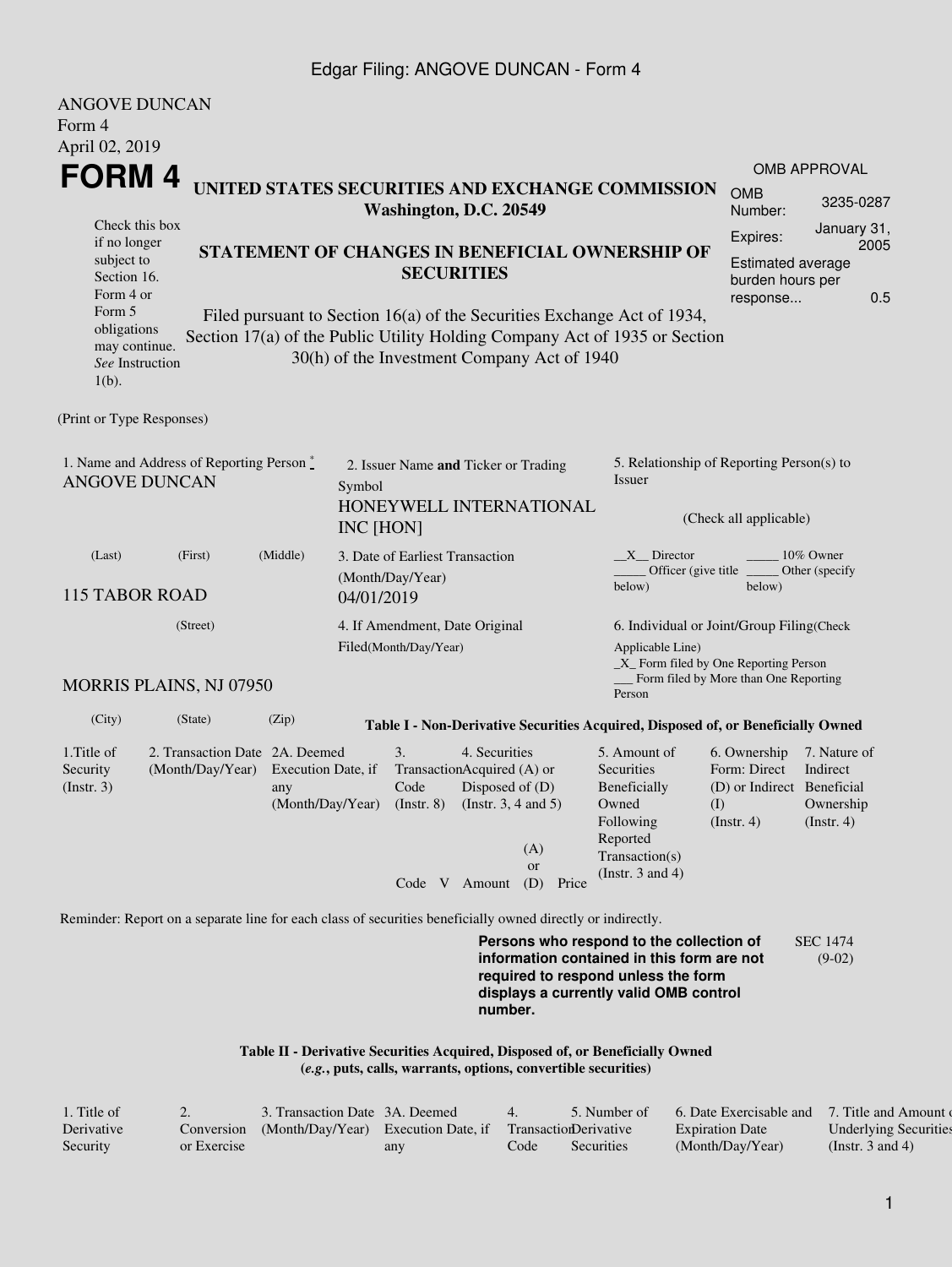ANGOVE DUNCAN
Form 4
April 02, 2019

# FORM 4

**UNITED STATES SECURITIES AND EXCHANGE COMMISSION**
**Washington, D.C. 20549**

| OMB APPROVAL | |
|---|---|
| OMB Number: | 3235-0287 |
| Expires: | January 31, 2005 |
| Estimated average burden hours per response... | 0.5 |

Check this box if no longer subject to Section 16. Form 4 or Form 5 obligations may continue. *See* Instruction 1(b).

**STATEMENT OF CHANGES IN BENEFICIAL OWNERSHIP OF SECURITIES**

Filed pursuant to Section 16(a) of the Securities Exchange Act of 1934, Section 17(a) of the Public Utility Holding Company Act of 1935 or Section 30(h) of the Investment Company Act of 1940

(Print or Type Responses)

1. Name and Address of Reporting Person *
ANGOVE DUNCAN

(Last) (First) (Middle)

115 TABOR ROAD

(Street)

MORRIS PLAINS, NJ 07950

(City) (State) (Zip)

2. Issuer Name **and** Ticker or Trading Symbol
HONEYWELL INTERNATIONAL INC [HON]

3. Date of Earliest Transaction (Month/Day/Year)
04/01/2019

4. If Amendment, Date Original Filed(Month/Day/Year)

5. Relationship of Reporting Person(s) to Issuer

(Check all applicable)

\_\_X\_\_ Director \_\_\_\_\_ 10% Owner
\_\_\_\_\_ Officer (give title below) \_\_\_\_\_ Other (specify below)

6. Individual or Joint/Group Filing(Check Applicable Line)
\_X\_ Form filed by One Reporting Person
\_\_\_ Form filed by More than One Reporting Person

**Table I - Non-Derivative Securities Acquired, Disposed of, or Beneficially Owned**

| 1.Title of Security (Instr. 3) | 2. Transaction Date (Month/Day/Year) | 2A. Deemed Execution Date, if any (Month/Day/Year) | 3. Transaction Code (Instr. 8) | | 4. Securities Acquired (A) or Disposed of (D) (Instr. 3, 4 and 5) | | | 5. Amount of Securities Beneficially Owned Following Reported Transaction(s) (Instr. 3 and 4) | 6. Ownership Form: Direct (D) or Indirect (I) (Instr. 4) | 7. Nature of Indirect Beneficial Ownership (Instr. 4) |
|---|---|---|---|---|---|---|---|---|---|---|
| | | | Code | V | Amount | (A) or (D) | Price | | | |

Reminder: Report on a separate line for each class of securities beneficially owned directly or indirectly.

**Persons who respond to the collection of information contained in this form are not required to respond unless the form displays a currently valid OMB control number.**

SEC 1474 (9-02)

**Table II - Derivative Securities Acquired, Disposed of, or Beneficially Owned**
**(*e.g.*, puts, calls, warrants, options, convertible securities)**

| 1. Title of Derivative Security | 2. Conversion or Exercise | 3. Transaction Date (Month/Day/Year) | 3A. Deemed Execution Date, if any | 4. Transaction Code | 5. Number of Derivative Securities | 6. Date Exercisable and Expiration Date (Month/Day/Year) | 7. Title and Amount of Underlying Securities (Instr. 3 and 4) |
|---|---|---|---|---|---|---|---|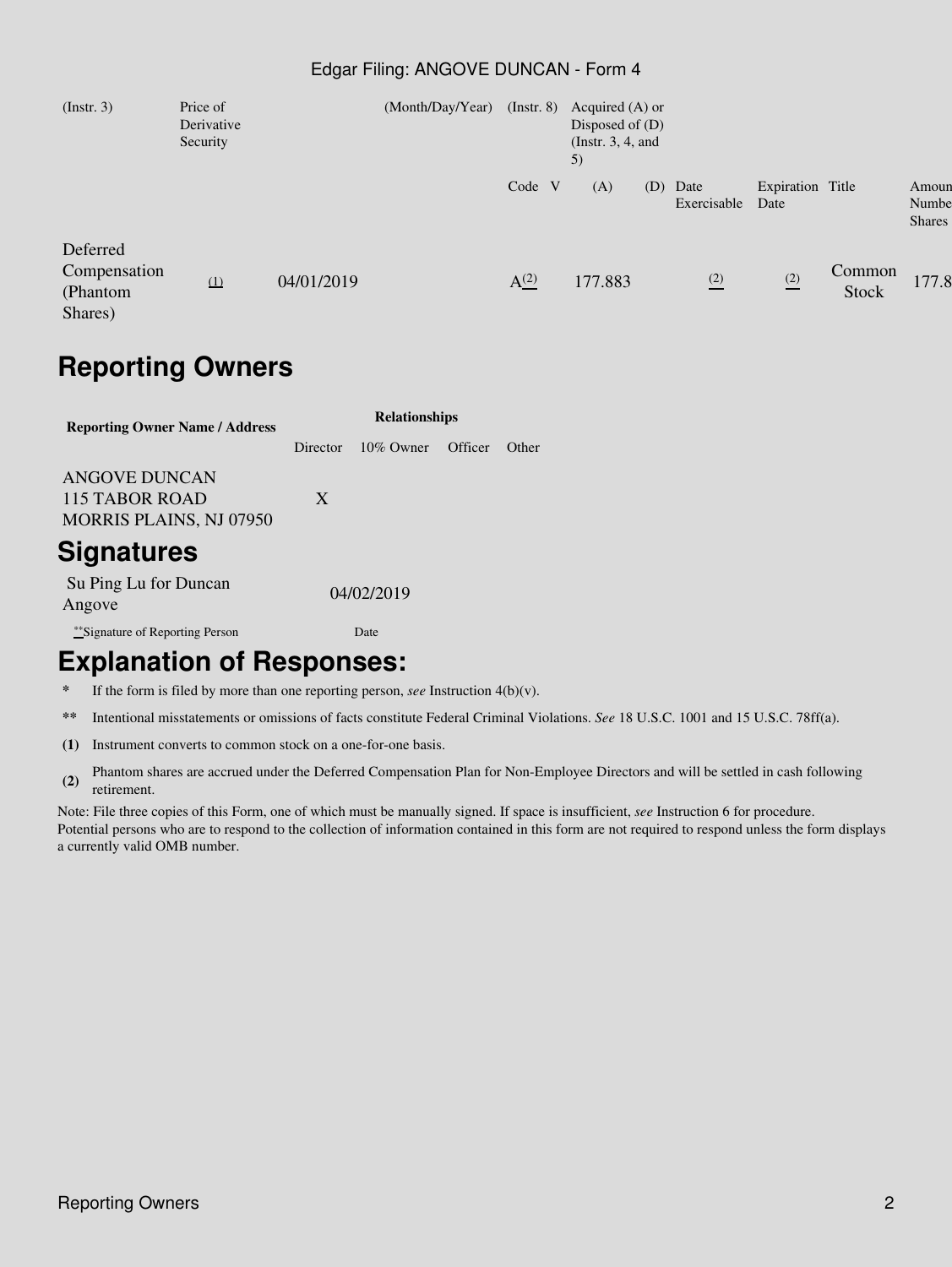Edgar Filing: ANGOVE DUNCAN - Form 4

| (Instr. 3) | Price of Derivative Security | | (Month/Day/Year) | (Instr. 8) | | Acquired (A) or Disposed of (D) (Instr. 3, 4, and 5) | | | | | |
|---|---|---|---|---|---|---|---|---|---|---|---|
| | | | | Code | V | (A) | (D) | Date Exercisable | Expiration Date | Title | Amoun Numbe Shares |
| Deferred Compensation (Phantom Shares) | (1) | 04/01/2019 | | A(2) | | 177.883 | | (2) | (2) | Common Stock | 177.8 |

## Reporting Owners

| Reporting Owner Name / Address | Relationships | | | |
|---|---|---|---|---|
| | Director | 10% Owner | Officer | Other |
| ANGOVE DUNCAN<br>115 TABOR ROAD<br>MORRIS PLAINS, NJ 07950 | X | | | |

## Signatures

| | |
|---|---|
| Su Ping Lu for Duncan Angove | 04/02/2019 |
| **Signature of Reporting Person | Date |

## Explanation of Responses:

- \* If the form is filed by more than one reporting person, *see* Instruction 4(b)(v).
- \*\* Intentional misstatements or omissions of facts constitute Federal Criminal Violations. *See* 18 U.S.C. 1001 and 15 U.S.C. 78ff(a).
- **(1)** Instrument converts to common stock on a one-for-one basis.
- **(2)** Phantom shares are accrued under the Deferred Compensation Plan for Non-Employee Directors and will be settled in cash following retirement.

Note: File three copies of this Form, one of which must be manually signed. If space is insufficient, *see* Instruction 6 for procedure.
Potential persons who are to respond to the collection of information contained in this form are not required to respond unless the form displays a currently valid OMB number.